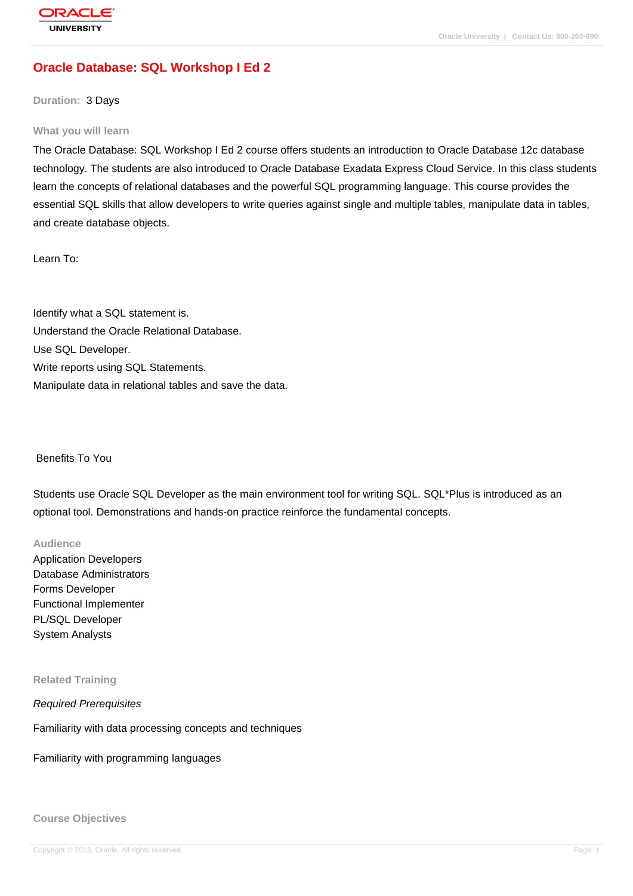# Oracle Database: SQL Workshop I Ed 2

**Duration:** 3 Days

## What you will learn

The Oracle Database: SQL Workshop I Ed 2 course offers students an introduction to Oracle Database 12c database technology. The students are also introduced to Oracle Database Exadata Express Cloud Service. In this class students learn the concepts of relational databases and the powerful SQL programming language. This course provides the essential SQL skills that allow developers to write queries against single and multiple tables, manipulate data in tables, and create database objects.

Learn To:

Identify what a SQL statement is.
Understand the Oracle Relational Database.
Use SQL Developer.
Write reports using SQL Statements.
Manipulate data in relational tables and save the data.

Benefits To You

Students use Oracle SQL Developer as the main environment tool for writing SQL. SQL*Plus is introduced as an optional tool. Demonstrations and hands-on practice reinforce the fundamental concepts.

## Audience

Application Developers
Database Administrators
Forms Developer
Functional Implementer
PL/SQL Developer
System Analysts

## Related Training

*Required Prerequisites*

Familiarity with data processing concepts and techniques

Familiarity with programming languages

## Course Objectives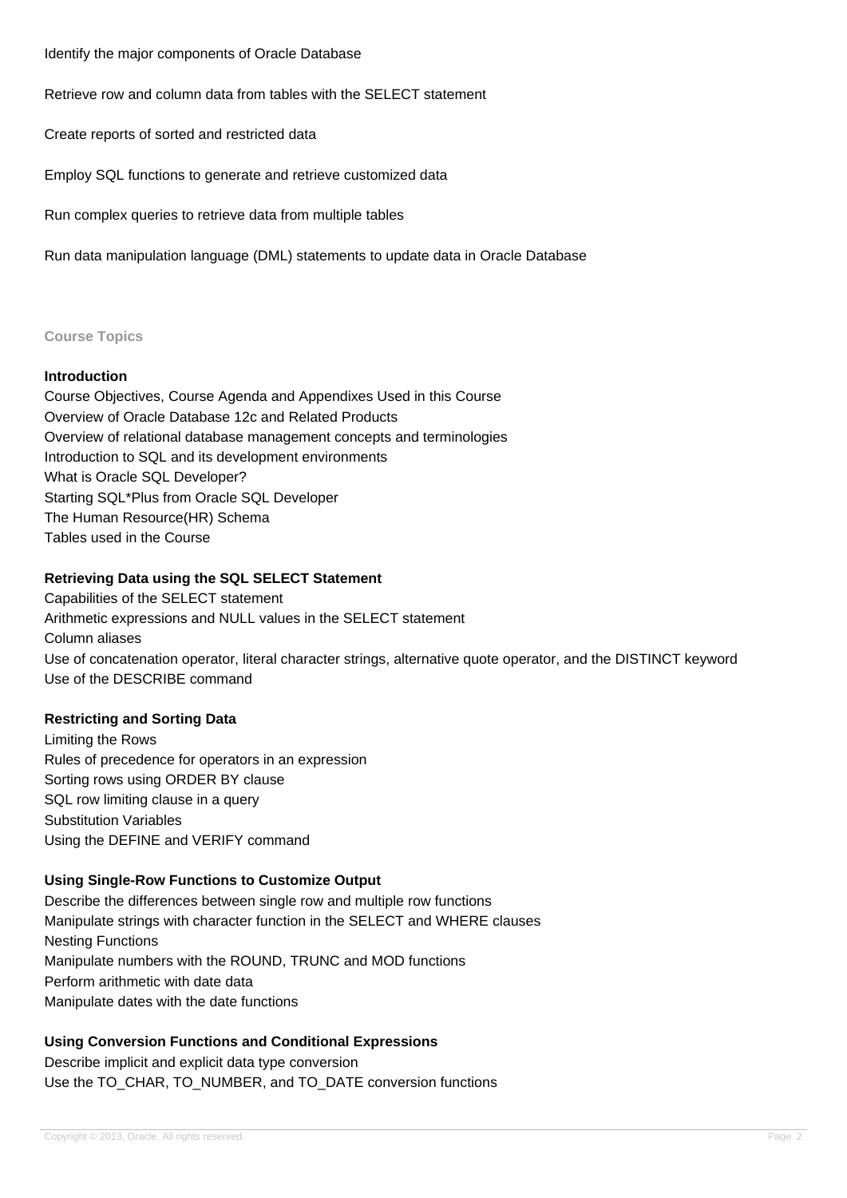Identify the major components of Oracle Database

Retrieve row and column data from tables with the SELECT statement

Create reports of sorted and restricted data

Employ SQL functions to generate and retrieve customized data

Run complex queries to retrieve data from multiple tables

Run data manipulation language (DML) statements to update data in Oracle Database

## Course Topics

### Introduction

Course Objectives, Course Agenda and Appendixes Used in this Course
Overview of Oracle Database 12c and Related Products
Overview of relational database management concepts and terminologies
Introduction to SQL and its development environments
What is Oracle SQL Developer?
Starting SQL*Plus from Oracle SQL Developer
The Human Resource(HR) Schema
Tables used in the Course

### Retrieving Data using the SQL SELECT Statement

Capabilities of the SELECT statement
Arithmetic expressions and NULL values in the SELECT statement
Column aliases
Use of concatenation operator, literal character strings, alternative quote operator, and the DISTINCT keyword
Use of the DESCRIBE command

### Restricting and Sorting Data

Limiting the Rows
Rules of precedence for operators in an expression
Sorting rows using ORDER BY clause
SQL row limiting clause in a query
Substitution Variables
Using the DEFINE and VERIFY command

### Using Single-Row Functions to Customize Output

Describe the differences between single row and multiple row functions
Manipulate strings with character function in the SELECT and WHERE clauses
Nesting Functions
Manipulate numbers with the ROUND, TRUNC and MOD functions
Perform arithmetic with date data
Manipulate dates with the date functions

### Using Conversion Functions and Conditional Expressions

Describe implicit and explicit data type conversion
Use the TO_CHAR, TO_NUMBER, and TO_DATE conversion functions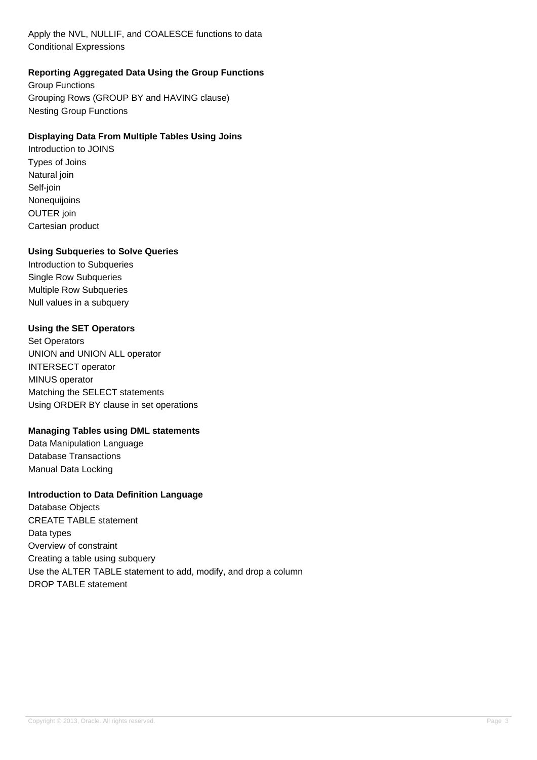Apply the NVL, NULLIF, and COALESCE functions to data
Conditional Expressions

**Reporting Aggregated Data Using the Group Functions**

Group Functions
Grouping Rows (GROUP BY and HAVING clause)
Nesting Group Functions

**Displaying Data From Multiple Tables Using Joins**

Introduction to JOINS
Types of Joins
Natural join
Self-join
Nonequijoins
OUTER join
Cartesian product

**Using Subqueries to Solve Queries**

Introduction to Subqueries
Single Row Subqueries
Multiple Row Subqueries
Null values in a subquery

**Using the SET Operators**

Set Operators
UNION and UNION ALL operator
INTERSECT operator
MINUS operator
Matching the SELECT statements
Using ORDER BY clause in set operations

**Managing Tables using DML statements**

Data Manipulation Language
Database Transactions
Manual Data Locking

**Introduction to Data Definition Language**

Database Objects
CREATE TABLE statement
Data types
Overview of constraint
Creating a table using subquery
Use the ALTER TABLE statement to add, modify, and drop a column
DROP TABLE statement